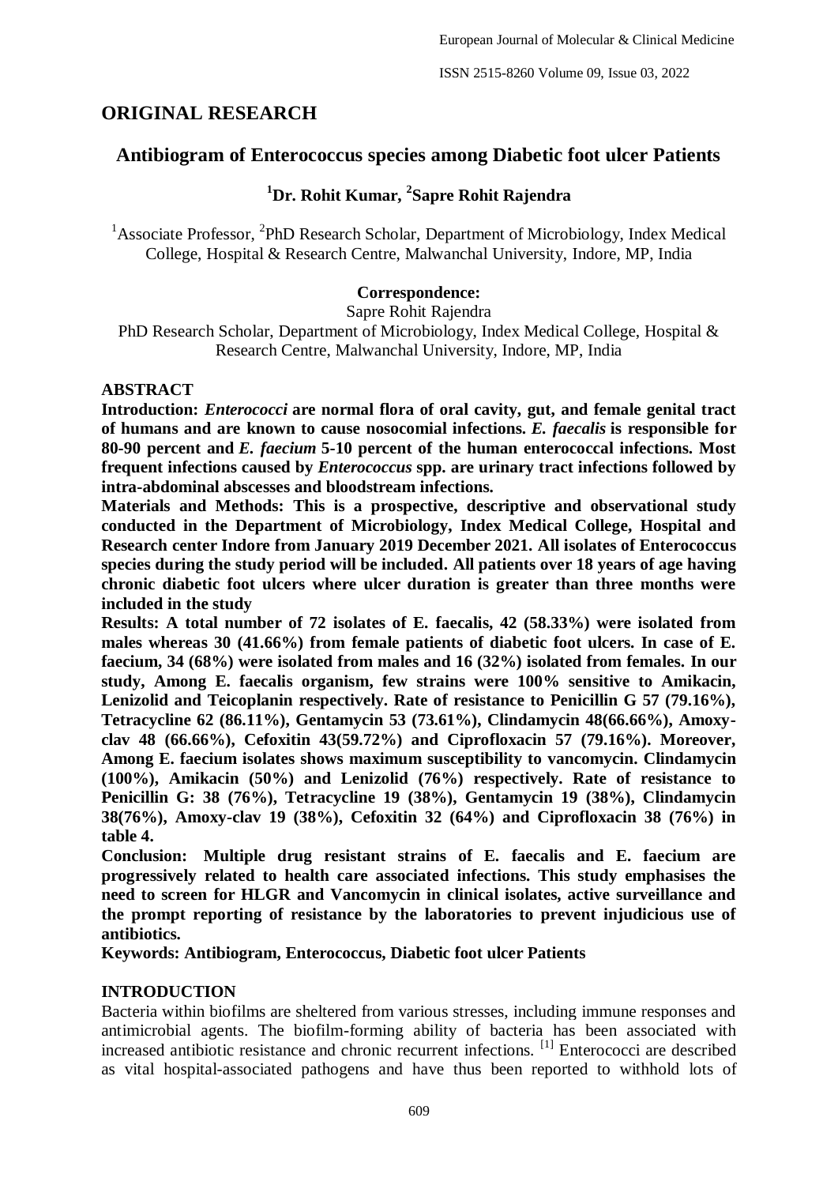## ORIGINAL RESEARCH

# Antibiogram of Enterococcus species among Diabetic foot ulcer Patients

### [1]Dr. Rohit Kumar, [2]Sapre Rohit Rajendra

[1]Associate Professor, [2]PhD Research Scholar, Department of Microbiology, Index Medical College, Hospital & Research Centre, Malwanchal University, Indore, MP, India

**Correspondence:**
Sapre Rohit Rajendra
PhD Research Scholar, Department of Microbiology, Index Medical College, Hospital & Research Centre, Malwanchal University, Indore, MP, India

## ABSTRACT

**Introduction: *Enterococci* are normal flora of oral cavity, gut, and female genital tract of humans and are known to cause nosocomial infections. *E. faecalis* is responsible for 80-90 percent and *E. faecium* 5-10 percent of the human enterococcal infections. Most frequent infections caused by *Enterococcus* spp. are urinary tract infections followed by intra-abdominal abscesses and bloodstream infections.**

**Materials and Methods: This is a prospective, descriptive and observational study conducted in the Department of Microbiology, Index Medical College, Hospital and Research center Indore from January 2019 December 2021. All isolates of Enterococcus species during the study period will be included. All patients over 18 years of age having chronic diabetic foot ulcers where ulcer duration is greater than three months were included in the study**

**Results: A total number of 72 isolates of E. faecalis, 42 (58.33%) were isolated from males whereas 30 (41.66%) from female patients of diabetic foot ulcers. In case of E. faecium, 34 (68%) were isolated from males and 16 (32%) isolated from females. In our study, Among E. faecalis organism, few strains were 100% sensitive to Amikacin, Lenizolid and Teicoplanin respectively. Rate of resistance to Penicillin G 57 (79.16%), Tetracycline 62 (86.11%), Gentamycin 53 (73.61%), Clindamycin 48(66.66%), Amoxy-clav 48 (66.66%), Cefoxitin 43(59.72%) and Ciprofloxacin 57 (79.16%). Moreover, Among E. faecium isolates shows maximum susceptibility to vancomycin. Clindamycin (100%), Amikacin (50%) and Lenizolid (76%) respectively. Rate of resistance to Penicillin G: 38 (76%), Tetracycline 19 (38%), Gentamycin 19 (38%), Clindamycin 38(76%), Amoxy-clav 19 (38%), Cefoxitin 32 (64%) and Ciprofloxacin 38 (76%) in table 4.**

**Conclusion: Multiple drug resistant strains of E. faecalis and E. faecium are progressively related to health care associated infections. This study emphasises the need to screen for HLGR and Vancomycin in clinical isolates, active surveillance and the prompt reporting of resistance by the laboratories to prevent injudicious use of antibiotics.**

**Keywords: Antibiogram, Enterococcus, Diabetic foot ulcer Patients**

## INTRODUCTION

Bacteria within biofilms are sheltered from various stresses, including immune responses and antimicrobial agents. The biofilm-forming ability of bacteria has been associated with increased antibiotic resistance and chronic recurrent infections. [1] Enterococci are described as vital hospital-associated pathogens and have thus been reported to withhold lots of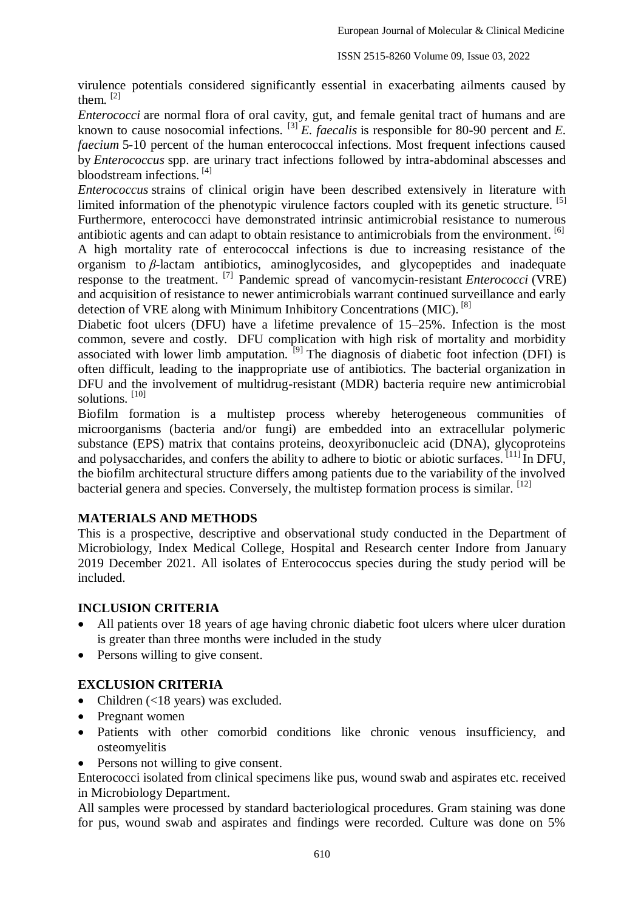virulence potentials considered significantly essential in exacerbating ailments caused by them. [2]

*Enterococci* are normal flora of oral cavity, gut, and female genital tract of humans and are known to cause nosocomial infections. [3] *E. faecalis* is responsible for 80-90 percent and *E. faecium* 5-10 percent of the human enterococcal infections. Most frequent infections caused by *Enterococcus* spp. are urinary tract infections followed by intra-abdominal abscesses and bloodstream infections. [4]

*Enterococcus* strains of clinical origin have been described extensively in literature with limited information of the phenotypic virulence factors coupled with its genetic structure. [5] Furthermore, enterococci have demonstrated intrinsic antimicrobial resistance to numerous antibiotic agents and can adapt to obtain resistance to antimicrobials from the environment. [6]

A high mortality rate of enterococcal infections is due to increasing resistance of the organism to *β*-lactam antibiotics, aminoglycosides, and glycopeptides and inadequate response to the treatment. [7] Pandemic spread of vancomycin-resistant *Enterococci* (VRE) and acquisition of resistance to newer antimicrobials warrant continued surveillance and early detection of VRE along with Minimum Inhibitory Concentrations (MIC). [8]

Diabetic foot ulcers (DFU) have a lifetime prevalence of 15–25%. Infection is the most common, severe and costly. DFU complication with high risk of mortality and morbidity associated with lower limb amputation. [9] The diagnosis of diabetic foot infection (DFI) is often difficult, leading to the inappropriate use of antibiotics. The bacterial organization in DFU and the involvement of multidrug-resistant (MDR) bacteria require new antimicrobial solutions. [10]

Biofilm formation is a multistep process whereby heterogeneous communities of microorganisms (bacteria and/or fungi) are embedded into an extracellular polymeric substance (EPS) matrix that contains proteins, deoxyribonucleic acid (DNA), glycoproteins and polysaccharides, and confers the ability to adhere to biotic or abiotic surfaces. [11] In DFU, the biofilm architectural structure differs among patients due to the variability of the involved bacterial genera and species. Conversely, the multistep formation process is similar. [12]

## MATERIALS AND METHODS

This is a prospective, descriptive and observational study conducted in the Department of Microbiology, Index Medical College, Hospital and Research center Indore from January 2019 December 2021. All isolates of Enterococcus species during the study period will be included.

## INCLUSION CRITERIA

- All patients over 18 years of age having chronic diabetic foot ulcers where ulcer duration is greater than three months were included in the study
- Persons willing to give consent.

## EXCLUSION CRITERIA

- Children (<18 years) was excluded.
- Pregnant women
- Patients with other comorbid conditions like chronic venous insufficiency, and osteomyelitis
- Persons not willing to give consent.

Enterococci isolated from clinical specimens like pus, wound swab and aspirates etc. received in Microbiology Department.

All samples were processed by standard bacteriological procedures. Gram staining was done for pus, wound swab and aspirates and findings were recorded. Culture was done on 5%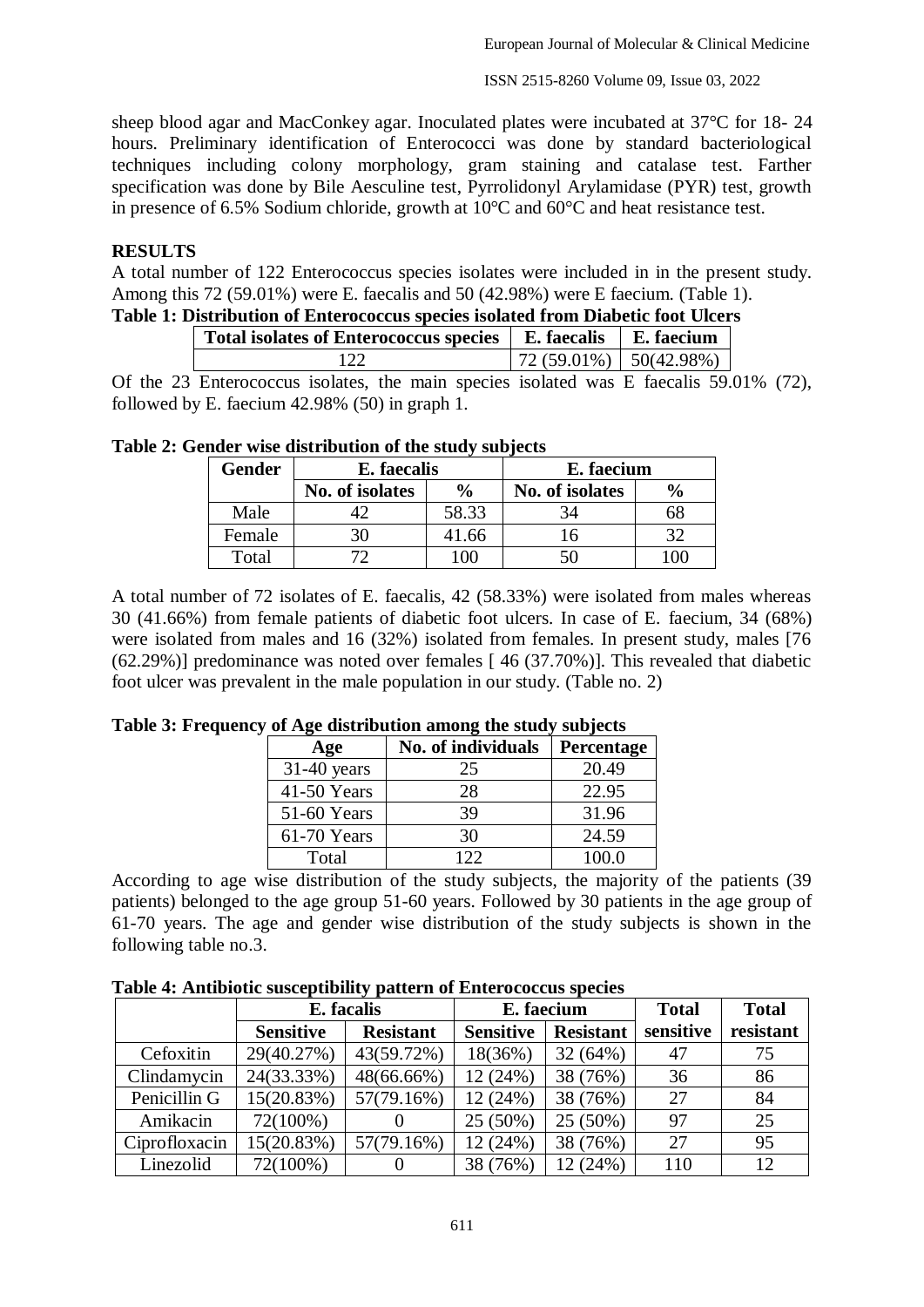sheep blood agar and MacConkey agar. Inoculated plates were incubated at 37°C for 18- 24 hours. Preliminary identification of Enterococci was done by standard bacteriological techniques including colony morphology, gram staining and catalase test. Farther specification was done by Bile Aesculine test, Pyrrolidonyl Arylamidase (PYR) test, growth in presence of 6.5% Sodium chloride, growth at 10°C and 60°C and heat resistance test.

## RESULTS

A total number of 122 Enterococcus species isolates were included in in the present study. Among this 72 (59.01%) were E. faecalis and 50 (42.98%) were E faecium. (Table 1).

**Table 1: Distribution of Enterococcus species isolated from Diabetic foot Ulcers**

| Total isolates of Enterococcus species | E. faecalis | E. faecium |
|---|---|---|
| 122 | 72 (59.01%) | 50(42.98%) |

Of the 23 Enterococcus isolates, the main species isolated was E faecalis 59.01% (72), followed by E. faecium 42.98% (50) in graph 1.

**Table 2: Gender wise distribution of the study subjects**

| Gender | E. faecalis | | E. faecium | |
|---|---|---|---|---|
| | No. of isolates | % | No. of isolates | % |
| Male | 42 | 58.33 | 34 | 68 |
| Female | 30 | 41.66 | 16 | 32 |
| Total | 72 | 100 | 50 | 100 |

A total number of 72 isolates of E. faecalis, 42 (58.33%) were isolated from males whereas 30 (41.66%) from female patients of diabetic foot ulcers. In case of E. faecium, 34 (68%) were isolated from males and 16 (32%) isolated from females. In present study, males [76 (62.29%)] predominance was noted over females [ 46 (37.70%)]. This revealed that diabetic foot ulcer was prevalent in the male population in our study. (Table no. 2)

**Table 3: Frequency of Age distribution among the study subjects**

| Age | No. of individuals | Percentage |
|---|---|---|
| 31-40 years | 25 | 20.49 |
| 41-50 Years | 28 | 22.95 |
| 51-60 Years | 39 | 31.96 |
| 61-70 Years | 30 | 24.59 |
| Total | 122 | 100.0 |

According to age wise distribution of the study subjects, the majority of the patients (39 patients) belonged to the age group 51-60 years. Followed by 30 patients in the age group of 61-70 years. The age and gender wise distribution of the study subjects is shown in the following table no.3.

**Table 4: Antibiotic susceptibility pattern of Enterococcus species**

| | E. facalis | | E. faecium | | Total sensitive | Total resistant |
|---|---|---|---|---|---|---|
| | Sensitive | Resistant | Sensitive | Resistant | | |
| Cefoxitin | 29(40.27%) | 43(59.72%) | 18(36%) | 32 (64%) | 47 | 75 |
| Clindamycin | 24(33.33%) | 48(66.66%) | 12 (24%) | 38 (76%) | 36 | 86 |
| Penicillin G | 15(20.83%) | 57(79.16%) | 12 (24%) | 38 (76%) | 27 | 84 |
| Amikacin | 72(100%) | 0 | 25 (50%) | 25 (50%) | 97 | 25 |
| Ciprofloxacin | 15(20.83%) | 57(79.16%) | 12 (24%) | 38 (76%) | 27 | 95 |
| Linezolid | 72(100%) | 0 | 38 (76%) | 12 (24%) | 110 | 12 |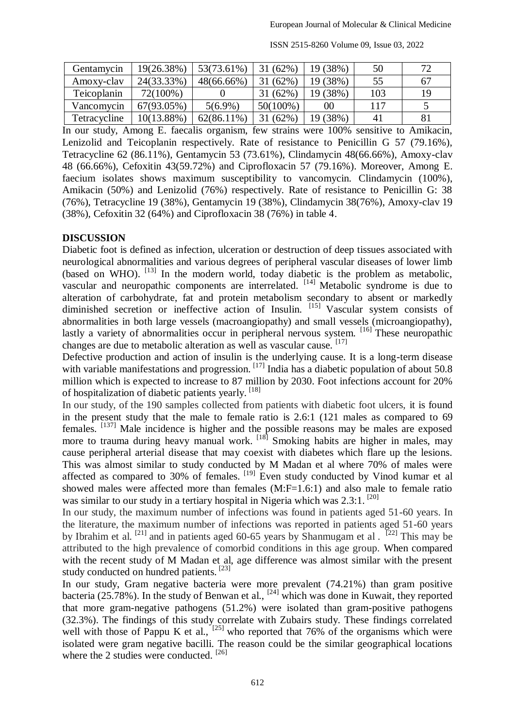| Gentamycin | 19(26.38%) | 53(73.61%) | 31 (62%) | 19 (38%) | 50 | 72 |
|---|---|---|---|---|---|---|
| Amoxy-clav | 24(33.33%) | 48(66.66%) | 31 (62%) | 19 (38%) | 55 | 67 |
| Teicoplanin | 72(100%) | 0 | 31 (62%) | 19 (38%) | 103 | 19 |
| Vancomycin | 67(93.05%) | 5(6.9%) | 50(100%) | 00 | 117 | 5 |
| Tetracycline | 10(13.88%) | 62(86.11%) | 31 (62%) | 19 (38%) | 41 | 81 |

In our study, Among E. faecalis organism, few strains were 100% sensitive to Amikacin, Lenizolid and Teicoplanin respectively. Rate of resistance to Penicillin G 57 (79.16%), Tetracycline 62 (86.11%), Gentamycin 53 (73.61%), Clindamycin 48(66.66%), Amoxy-clav 48 (66.66%), Cefoxitin 43(59.72%) and Ciprofloxacin 57 (79.16%). Moreover, Among E. faecium isolates shows maximum susceptibility to vancomycin. Clindamycin (100%), Amikacin (50%) and Lenizolid (76%) respectively. Rate of resistance to Penicillin G: 38 (76%), Tetracycline 19 (38%), Gentamycin 19 (38%), Clindamycin 38(76%), Amoxy-clav 19 (38%), Cefoxitin 32 (64%) and Ciprofloxacin 38 (76%) in table 4.

## DISCUSSION

Diabetic foot is defined as infection, ulceration or destruction of deep tissues associated with neurological abnormalities and various degrees of peripheral vascular diseases of lower limb (based on WHO). [13] In the modern world, today diabetic is the problem as metabolic, vascular and neuropathic components are interrelated. [14] Metabolic syndrome is due to alteration of carbohydrate, fat and protein metabolism secondary to absent or markedly diminished secretion or ineffective action of Insulin. [15] Vascular system consists of abnormalities in both large vessels (macroangiopathy) and small vessels (microangiopathy), lastly a variety of abnormalities occur in peripheral nervous system. [16] These neuropathic changes are due to metabolic alteration as well as vascular cause. [17]

Defective production and action of insulin is the underlying cause. It is a long-term disease with variable manifestations and progression. [17] India has a diabetic population of about 50.8 million which is expected to increase to 87 million by 2030. Foot infections account for 20% of hospitalization of diabetic patients yearly. [18]

In our study, of the 190 samples collected from patients with diabetic foot ulcers, it is found in the present study that the male to female ratio is 2.6:1 (121 males as compared to 69 females. [137] Male incidence is higher and the possible reasons may be males are exposed more to trauma during heavy manual work. [18] Smoking habits are higher in males, may cause peripheral arterial disease that may coexist with diabetes which flare up the lesions. This was almost similar to study conducted by M Madan et al where 70% of males were affected as compared to 30% of females. [19] Even study conducted by Vinod kumar et al showed males were affected more than females (M:F=1.6:1) and also male to female ratio was similar to our study in a tertiary hospital in Nigeria which was 2.3:1. [20]

In our study, the maximum number of infections was found in patients aged 51-60 years. In the literature, the maximum number of infections was reported in patients aged 51-60 years by Ibrahim et al. [21] and in patients aged 60-65 years by Shanmugam et al . [22] This may be attributed to the high prevalence of comorbid conditions in this age group. When compared with the recent study of M Madan et al, age difference was almost similar with the present study conducted on hundred patients. [23]

In our study, Gram negative bacteria were more prevalent (74.21%) than gram positive bacteria (25.78%). In the study of Benwan et al., [24] which was done in Kuwait, they reported that more gram-negative pathogens (51.2%) were isolated than gram-positive pathogens (32.3%). The findings of this study correlate with Zubairs study. These findings correlated well with those of Pappu K et al., [25] who reported that 76% of the organisms which were isolated were gram negative bacilli. The reason could be the similar geographical locations where the 2 studies were conducted. [26]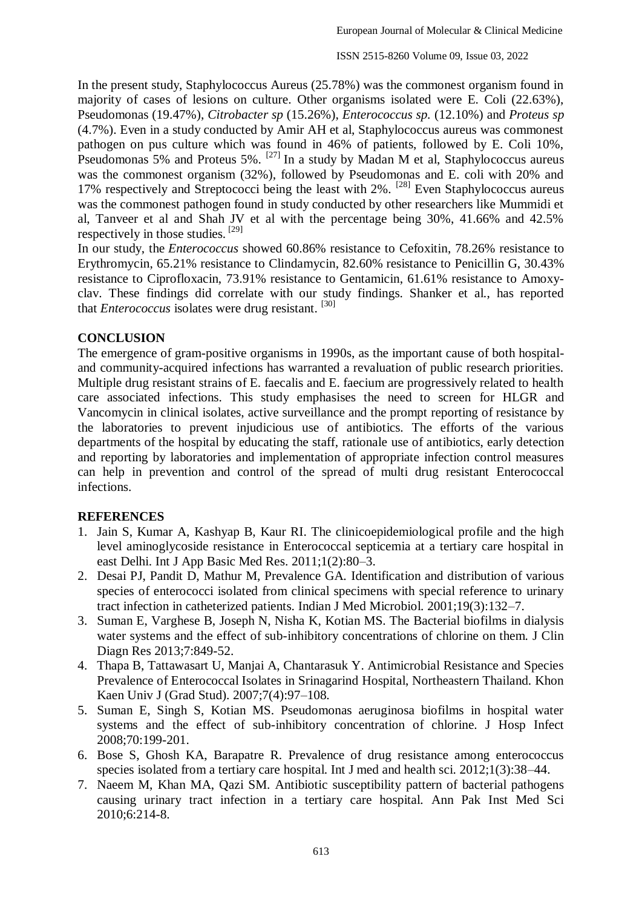In the present study, Staphylococcus Aureus (25.78%) was the commonest organism found in majority of cases of lesions on culture. Other organisms isolated were E. Coli (22.63%), Pseudomonas (19.47%), *Citrobacter sp* (15.26%), *Enterococcus sp.* (12.10%) and *Proteus sp* (4.7%). Even in a study conducted by Amir AH et al, Staphylococcus aureus was commonest pathogen on pus culture which was found in 46% of patients, followed by E. Coli 10%, Pseudomonas 5% and Proteus 5%. [27] In a study by Madan M et al, Staphylococcus aureus was the commonest organism (32%), followed by Pseudomonas and E. coli with 20% and 17% respectively and Streptococci being the least with 2%. [28] Even Staphylococcus aureus was the commonest pathogen found in study conducted by other researchers like Mummidi et al, Tanveer et al and Shah JV et al with the percentage being 30%, 41.66% and 42.5% respectively in those studies. [29]

In our study, the *Enterococcus* showed 60.86% resistance to Cefoxitin, 78.26% resistance to Erythromycin, 65.21% resistance to Clindamycin, 82.60% resistance to Penicillin G, 30.43% resistance to Ciprofloxacin, 73.91% resistance to Gentamicin, 61.61% resistance to Amoxy-clav. These findings did correlate with our study findings. Shanker et al., has reported that *Enterococcus* isolates were drug resistant. [30]

## CONCLUSION

The emergence of gram-positive organisms in 1990s, as the important cause of both hospital- and community-acquired infections has warranted a revaluation of public research priorities. Multiple drug resistant strains of E. faecalis and E. faecium are progressively related to health care associated infections. This study emphasises the need to screen for HLGR and Vancomycin in clinical isolates, active surveillance and the prompt reporting of resistance by the laboratories to prevent injudicious use of antibiotics. The efforts of the various departments of the hospital by educating the staff, rationale use of antibiotics, early detection and reporting by laboratories and implementation of appropriate infection control measures can help in prevention and control of the spread of multi drug resistant Enterococcal infections.

## REFERENCES

1. Jain S, Kumar A, Kashyap B, Kaur RI. The clinicoepidemiological profile and the high level aminoglycoside resistance in Enterococcal septicemia at a tertiary care hospital in east Delhi. Int J App Basic Med Res. 2011;1(2):80–3.
2. Desai PJ, Pandit D, Mathur M, Prevalence GA. Identification and distribution of various species of enterococci isolated from clinical specimens with special reference to urinary tract infection in catheterized patients. Indian J Med Microbiol. 2001;19(3):132–7.
3. Suman E, Varghese B, Joseph N, Nisha K, Kotian MS. The Bacterial biofilms in dialysis water systems and the effect of sub-inhibitory concentrations of chlorine on them. J Clin Diagn Res 2013;7:849-52.
4. Thapa B, Tattawasart U, Manjai A, Chantarasuk Y. Antimicrobial Resistance and Species Prevalence of Enterococcal Isolates in Srinagarind Hospital, Northeastern Thailand. Khon Kaen Univ J (Grad Stud). 2007;7(4):97–108.
5. Suman E, Singh S, Kotian MS. Pseudomonas aeruginosa biofilms in hospital water systems and the effect of sub-inhibitory concentration of chlorine. J Hosp Infect 2008;70:199-201.
6. Bose S, Ghosh KA, Barapatre R. Prevalence of drug resistance among enterococcus species isolated from a tertiary care hospital. Int J med and health sci. 2012;1(3):38–44.
7. Naeem M, Khan MA, Qazi SM. Antibiotic susceptibility pattern of bacterial pathogens causing urinary tract infection in a tertiary care hospital. Ann Pak Inst Med Sci 2010;6:214-8.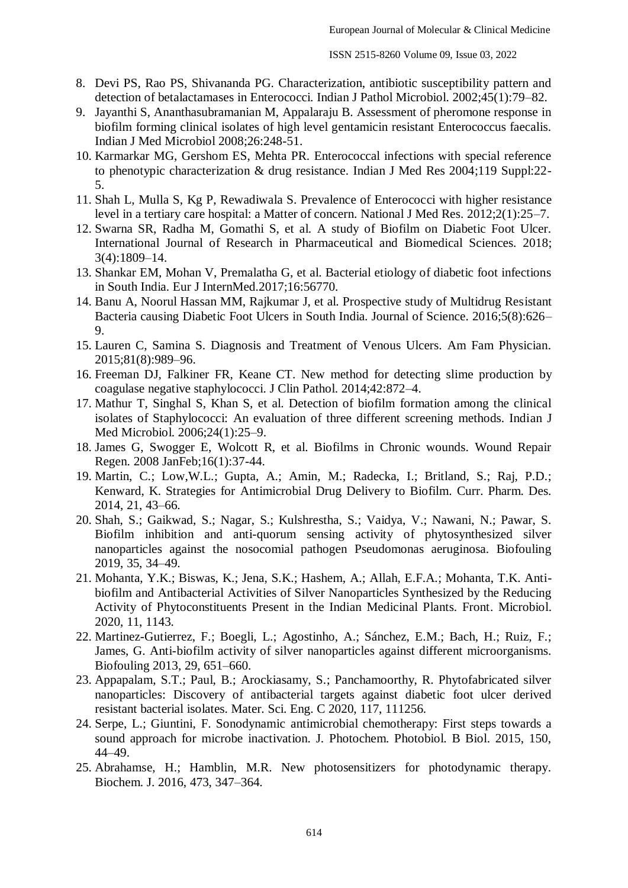8. Devi PS, Rao PS, Shivananda PG. Characterization, antibiotic susceptibility pattern and detection of betalactamases in Enterococci. Indian J Pathol Microbiol. 2002;45(1):79–82.
9. Jayanthi S, Ananthasubramanian M, Appalaraju B. Assessment of pheromone response in biofilm forming clinical isolates of high level gentamicin resistant Enterococcus faecalis. Indian J Med Microbiol 2008;26:248-51.
10. Karmarkar MG, Gershom ES, Mehta PR. Enterococcal infections with special reference to phenotypic characterization & drug resistance. Indian J Med Res 2004;119 Suppl:22-5.
11. Shah L, Mulla S, Kg P, Rewadiwala S. Prevalence of Enterococci with higher resistance level in a tertiary care hospital: a Matter of concern. National J Med Res. 2012;2(1):25–7.
12. Swarna SR, Radha M, Gomathi S, et al. A study of Biofilm on Diabetic Foot Ulcer. International Journal of Research in Pharmaceutical and Biomedical Sciences. 2018; 3(4):1809–14.
13. Shankar EM, Mohan V, Premalatha G, et al. Bacterial etiology of diabetic foot infections in South India. Eur J InternMed.2017;16:56770.
14. Banu A, Noorul Hassan MM, Rajkumar J, et al. Prospective study of Multidrug Resistant Bacteria causing Diabetic Foot Ulcers in South India. Journal of Science. 2016;5(8):626–9.
15. Lauren C, Samina S. Diagnosis and Treatment of Venous Ulcers. Am Fam Physician. 2015;81(8):989–96.
16. Freeman DJ, Falkiner FR, Keane CT. New method for detecting slime production by coagulase negative staphylococci. J Clin Pathol. 2014;42:872–4.
17. Mathur T, Singhal S, Khan S, et al. Detection of biofilm formation among the clinical isolates of Staphylococci: An evaluation of three different screening methods. Indian J Med Microbiol. 2006;24(1):25–9.
18. James G, Swogger E, Wolcott R, et al. Biofilms in Chronic wounds. Wound Repair Regen. 2008 JanFeb;16(1):37-44.
19. Martin, C.; Low,W.L.; Gupta, A.; Amin, M.; Radecka, I.; Britland, S.; Raj, P.D.; Kenward, K. Strategies for Antimicrobial Drug Delivery to Biofilm. Curr. Pharm. Des. 2014, 21, 43–66.
20. Shah, S.; Gaikwad, S.; Nagar, S.; Kulshrestha, S.; Vaidya, V.; Nawani, N.; Pawar, S. Biofilm inhibition and anti-quorum sensing activity of phytosynthesized silver nanoparticles against the nosocomial pathogen Pseudomonas aeruginosa. Biofouling 2019, 35, 34–49.
21. Mohanta, Y.K.; Biswas, K.; Jena, S.K.; Hashem, A.; Allah, E.F.A.; Mohanta, T.K. Anti-biofilm and Antibacterial Activities of Silver Nanoparticles Synthesized by the Reducing Activity of Phytoconstituents Present in the Indian Medicinal Plants. Front. Microbiol. 2020, 11, 1143.
22. Martinez-Gutierrez, F.; Boegli, L.; Agostinho, A.; Sánchez, E.M.; Bach, H.; Ruiz, F.; James, G. Anti-biofilm activity of silver nanoparticles against different microorganisms. Biofouling 2013, 29, 651–660.
23. Appapalam, S.T.; Paul, B.; Arockiasamy, S.; Panchamoorthy, R. Phytofabricated silver nanoparticles: Discovery of antibacterial targets against diabetic foot ulcer derived resistant bacterial isolates. Mater. Sci. Eng. C 2020, 117, 111256.
24. Serpe, L.; Giuntini, F. Sonodynamic antimicrobial chemotherapy: First steps towards a sound approach for microbe inactivation. J. Photochem. Photobiol. B Biol. 2015, 150, 44–49.
25. Abrahamse, H.; Hamblin, M.R. New photosensitizers for photodynamic therapy. Biochem. J. 2016, 473, 347–364.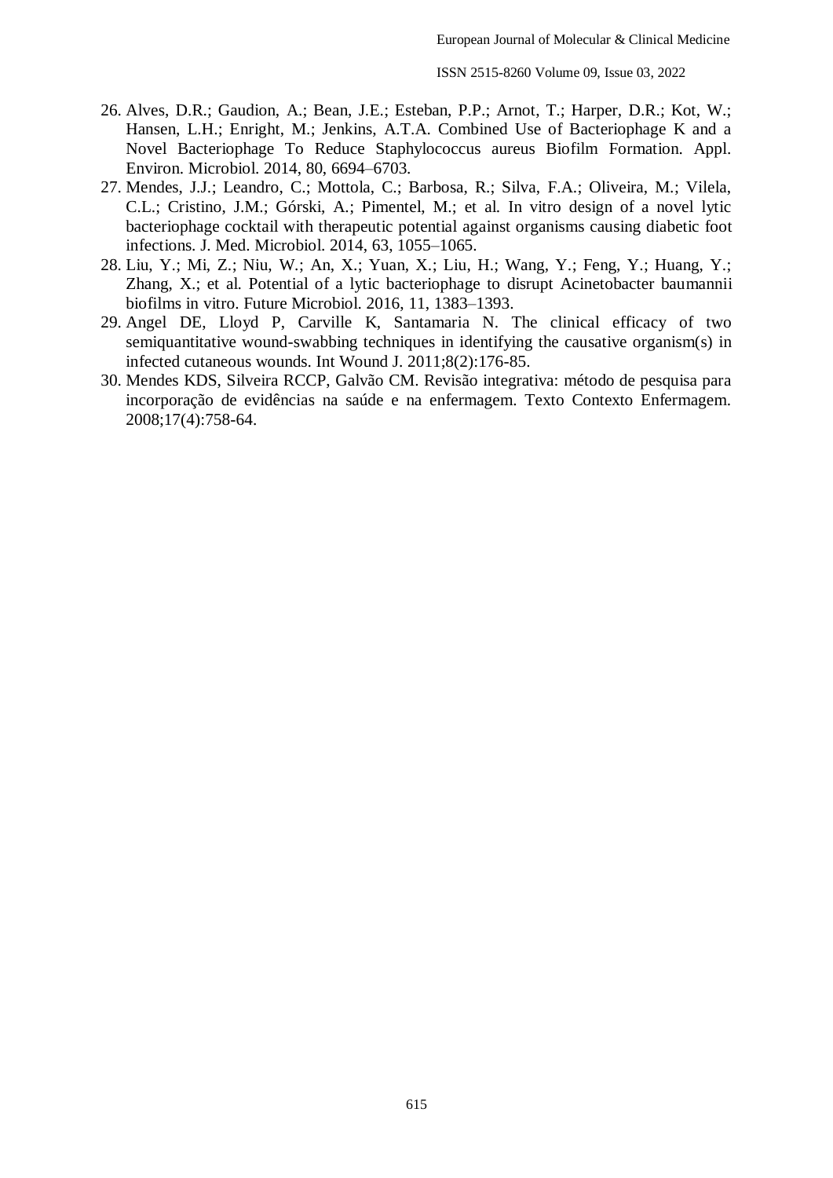26. Alves, D.R.; Gaudion, A.; Bean, J.E.; Esteban, P.P.; Arnot, T.; Harper, D.R.; Kot, W.; Hansen, L.H.; Enright, M.; Jenkins, A.T.A. Combined Use of Bacteriophage K and a Novel Bacteriophage To Reduce Staphylococcus aureus Biofilm Formation. Appl. Environ. Microbiol. 2014, 80, 6694–6703.
27. Mendes, J.J.; Leandro, C.; Mottola, C.; Barbosa, R.; Silva, F.A.; Oliveira, M.; Vilela, C.L.; Cristino, J.M.; Górski, A.; Pimentel, M.; et al. In vitro design of a novel lytic bacteriophage cocktail with therapeutic potential against organisms causing diabetic foot infections. J. Med. Microbiol. 2014, 63, 1055–1065.
28. Liu, Y.; Mi, Z.; Niu, W.; An, X.; Yuan, X.; Liu, H.; Wang, Y.; Feng, Y.; Huang, Y.; Zhang, X.; et al. Potential of a lytic bacteriophage to disrupt Acinetobacter baumannii biofilms in vitro. Future Microbiol. 2016, 11, 1383–1393.
29. Angel DE, Lloyd P, Carville K, Santamaria N. The clinical efficacy of two semiquantitative wound-swabbing techniques in identifying the causative organism(s) in infected cutaneous wounds. Int Wound J. 2011;8(2):176-85.
30. Mendes KDS, Silveira RCCP, Galvão CM. Revisão integrativa: método de pesquisa para incorporação de evidências na saúde e na enfermagem. Texto Contexto Enfermagem. 2008;17(4):758-64.